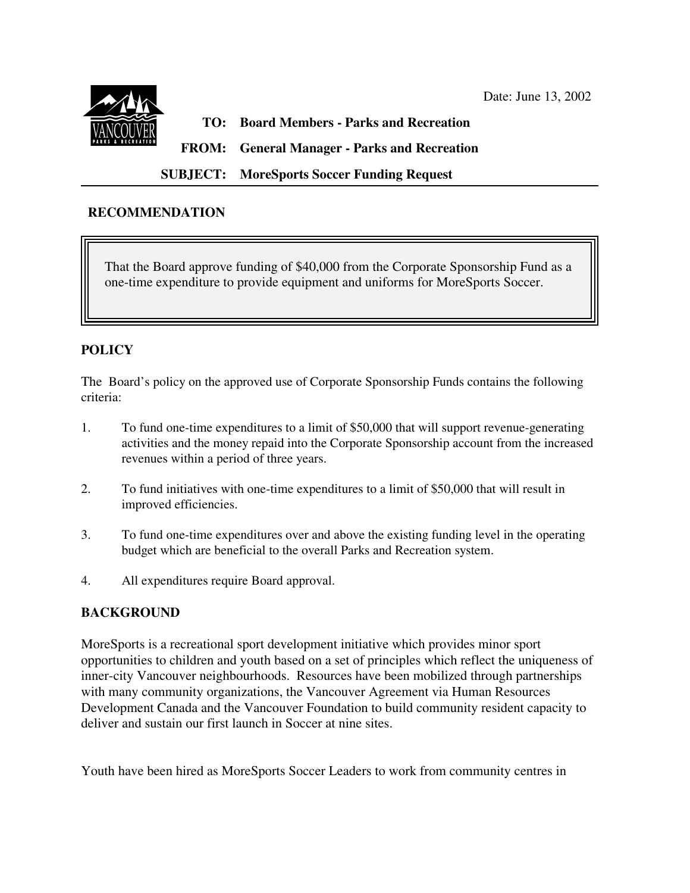Date: June 13, 2002

**TO: Board Members - Parks and Recreation**

**FROM: General Manager - Parks and Recreation**

**SUBJECT: MoreSports Soccer Funding Request**

## RECOMMENDATION

That the Board approve funding of $40,000 from the Corporate Sponsorship Fund as a one-time expenditure to provide equipment and uniforms for MoreSports Soccer.

## POLICY

The Board's policy on the approved use of Corporate Sponsorship Funds contains the following criteria:

1. To fund one-time expenditures to a limit of $50,000 that will support revenue-generating activities and the money repaid into the Corporate Sponsorship account from the increased revenues within a period of three years.
2. To fund initiatives with one-time expenditures to a limit of $50,000 that will result in improved efficiencies.
3. To fund one-time expenditures over and above the existing funding level in the operating budget which are beneficial to the overall Parks and Recreation system.
4. All expenditures require Board approval.

## BACKGROUND

MoreSports is a recreational sport development initiative which provides minor sport opportunities to children and youth based on a set of principles which reflect the uniqueness of inner-city Vancouver neighbourhoods. Resources have been mobilized through partnerships with many community organizations, the Vancouver Agreement via Human Resources Development Canada and the Vancouver Foundation to build community resident capacity to deliver and sustain our first launch in Soccer at nine sites.

Youth have been hired as MoreSports Soccer Leaders to work from community centres in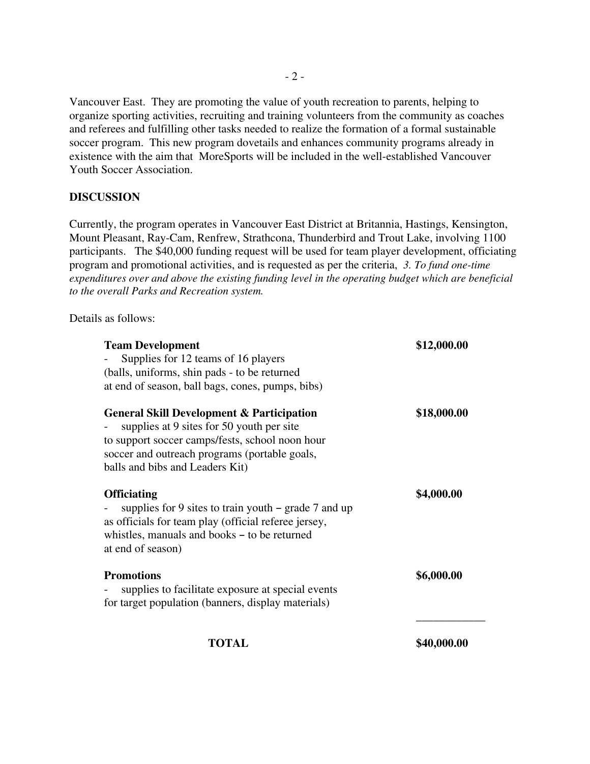Vancouver East. They are promoting the value of youth recreation to parents, helping to organize sporting activities, recruiting and training volunteers from the community as coaches and referees and fulfilling other tasks needed to realize the formation of a formal sustainable soccer program. This new program dovetails and enhances community programs already in existence with the aim that MoreSports will be included in the well-established Vancouver Youth Soccer Association.

**DISCUSSION**

Currently, the program operates in Vancouver East District at Britannia, Hastings, Kensington, Mount Pleasant, Ray-Cam, Renfrew, Strathcona, Thunderbird and Trout Lake, involving 1100 participants. The $40,000 funding request will be used for team player development, officiating program and promotional activities, and is requested as per the criteria, *3. To fund one-time expenditures over and above the existing funding level in the operating budget which are beneficial to the overall Parks and Recreation system.*

Details as follows:

| | |
|---|---|
| **Team Development**<br>- Supplies for 12 teams of 16 players (balls, uniforms, shin pads - to be returned at end of season, ball bags, cones, pumps, bibs) | **$12,000.00** |
| **General Skill Development & Participation**<br>- supplies at 9 sites for 50 youth per site to support soccer camps/fests, school noon hour soccer and outreach programs (portable goals, balls and bibs and Leaders Kit) | **$18,000.00** |
| **Officiating**<br>- supplies for 9 sites to train youth – grade 7 and up as officials for team play (official referee jersey, whistles, manuals and books – to be returned at end of season) | **$4,000.00** |
| **Promotions**<br>- supplies to facilitate exposure at special events for target population (banners, display materials) | **$6,000.00** |
| **TOTAL** | **$40,000.00** |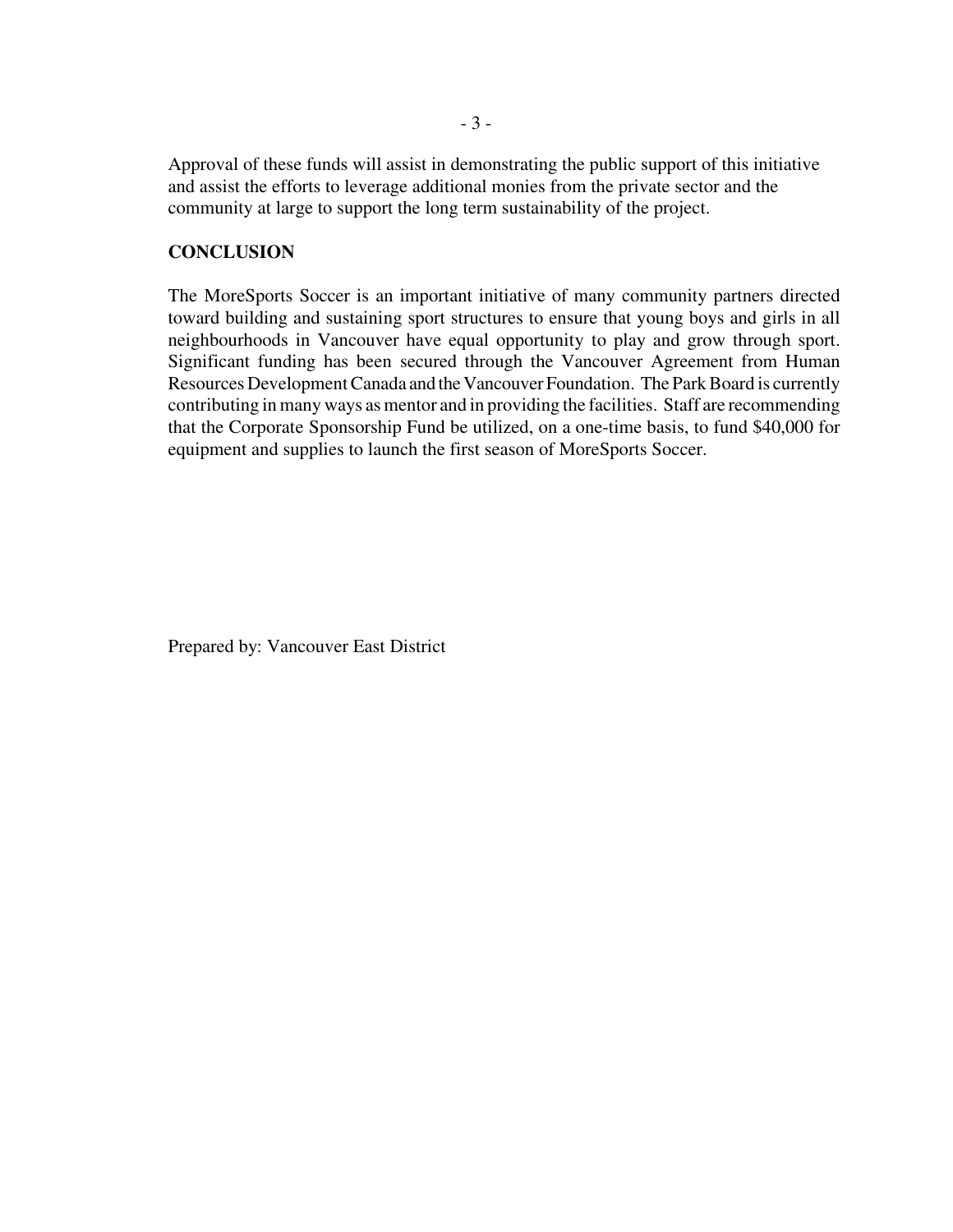Approval of these funds will assist in demonstrating the public support of this initiative and assist the efforts to leverage additional monies from the private sector and the community at large to support the long term sustainability of the project.

**CONCLUSION**

The MoreSports Soccer is an important initiative of many community partners directed toward building and sustaining sport structures to ensure that young boys and girls in all neighbourhoods in Vancouver have equal opportunity to play and grow through sport. Significant funding has been secured through the Vancouver Agreement from Human Resources Development Canada and the Vancouver Foundation. The Park Board is currently contributing in many ways as mentor and in providing the facilities. Staff are recommending that the Corporate Sponsorship Fund be utilized, on a one-time basis, to fund $40,000 for equipment and supplies to launch the first season of MoreSports Soccer.

Prepared by: Vancouver East District